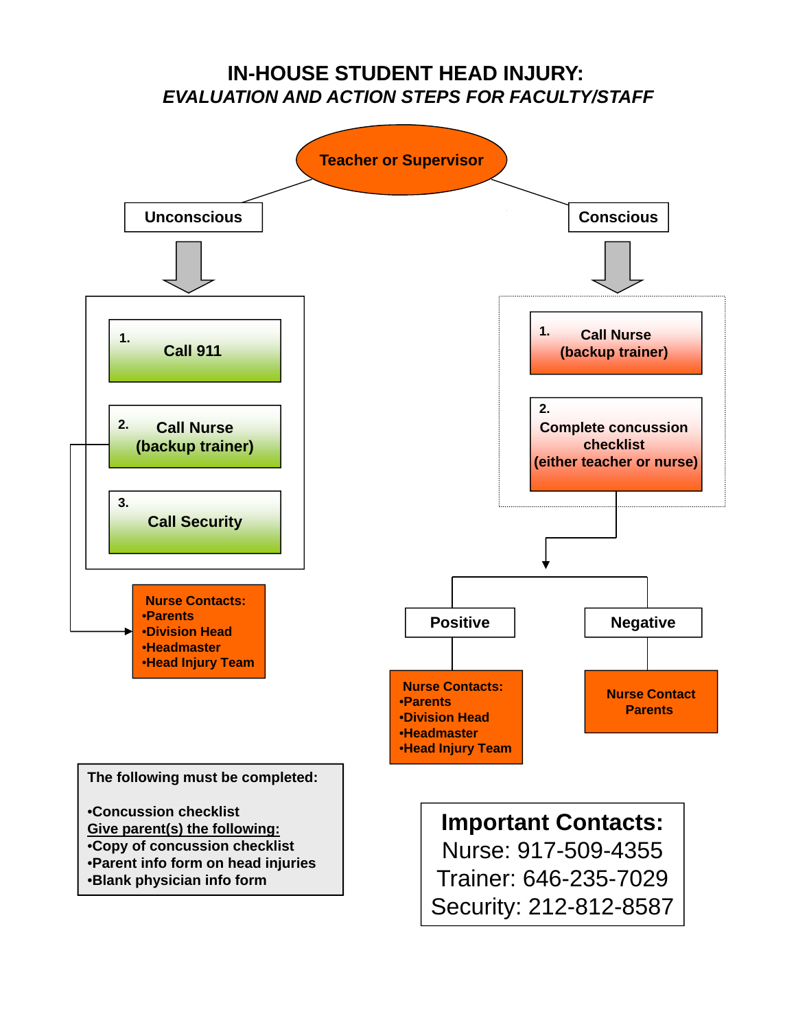# IN-HOUSE STUDENT HEAD INJURY:

## *EVALUATION AND ACTION STEPS FOR FACULTY/STAFF*

**Teacher or Supervisor**

### Unconscious

1. **Call 911**
2. **Call Nurse (backup trainer)**
3. **Call Security**

**Nurse Contacts:**
- **Parents**
- **Division Head**
- **Headmaster**
- **Head Injury Team**

### Conscious

1. **Call Nurse (backup trainer)**
2. **Complete concussion checklist (either teacher or nurse)**

#### Positive

**Nurse Contacts:**
- **Parents**
- **Division Head**
- **Headmaster**
- **Head Injury Team**

#### Negative

**Nurse Contact Parents**

---

**The following must be completed:**

- **Concussion checklist**

**Give parent(s) the following:**
- **Copy of concussion checklist**
- **Parent info form on head injuries**
- **Blank physician info form**

---

**Important Contacts:**

Nurse: 917-509-4355

Trainer: 646-235-7029

Security: 212-812-8587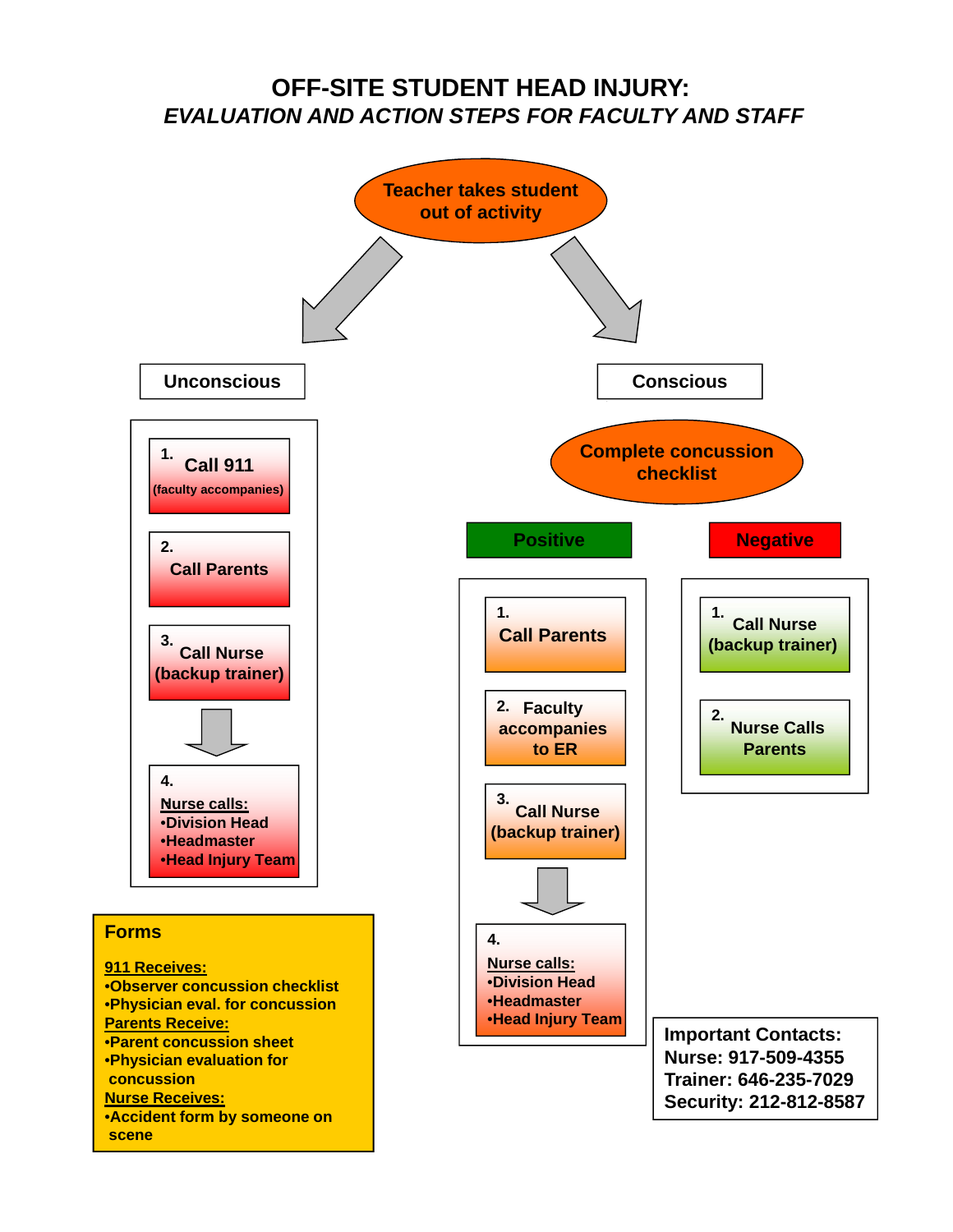# OFF-SITE STUDENT HEAD INJURY:

## *EVALUATION AND ACTION STEPS FOR FACULTY AND STAFF*

**Teacher takes student out of activity**

### Unconscious

1. **Call 911** (faculty accompanies)
2. **Call Parents**
3. **Call Nurse (backup trainer)**
4. **Nurse calls:**
   - Division Head
   - Headmaster
   - Head Injury Team

### Conscious

**Complete concussion checklist**

#### Positive

1. **Call Parents**
2. **Faculty accompanies to ER**
3. **Call Nurse (backup trainer)**
4. **Nurse calls:**
   - Division Head
   - Headmaster
   - Head Injury Team

#### Negative

1. **Call Nurse (backup trainer)**
2. **Nurse Calls Parents**

### Forms

**911 Receives:**
- Observer concussion checklist
- Physician eval. for concussion

**Parents Receive:**
- Parent concussion sheet
- Physician evaluation for concussion

**Nurse Receives:**
- Accident form by someone on scene

### Important Contacts:

Nurse: 917-509-4355
Trainer: 646-235-7029
Security: 212-812-8587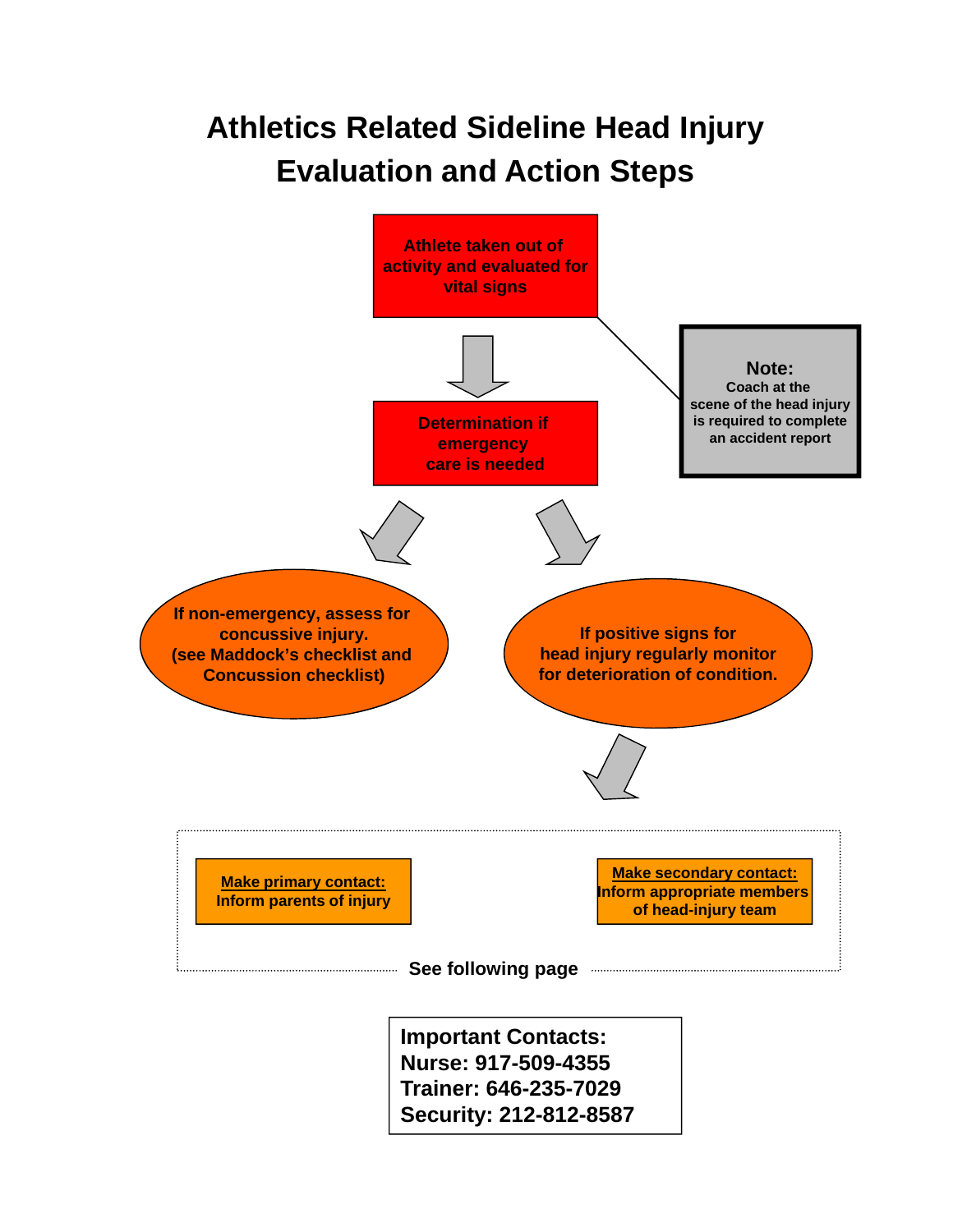# Athletics Related Sideline Head Injury Evaluation and Action Steps

**Athlete taken out of activity and evaluated for vital signs**

**Note:**
Coach at the scene of the head injury is required to complete an accident report

**Determination if emergency care is needed**

**If non-emergency, assess for concussive injury. (see Maddock's checklist and Concussion checklist)**

**If positive signs for head injury regularly monitor for deterioration of condition.**

**Make primary contact:**
Inform parents of injury

**Make secondary contact:**
Inform appropriate members of head-injury team

**See following page**

**Important Contacts:**
**Nurse: 917-509-4355**
**Trainer: 646-235-7029**
**Security: 212-812-8587**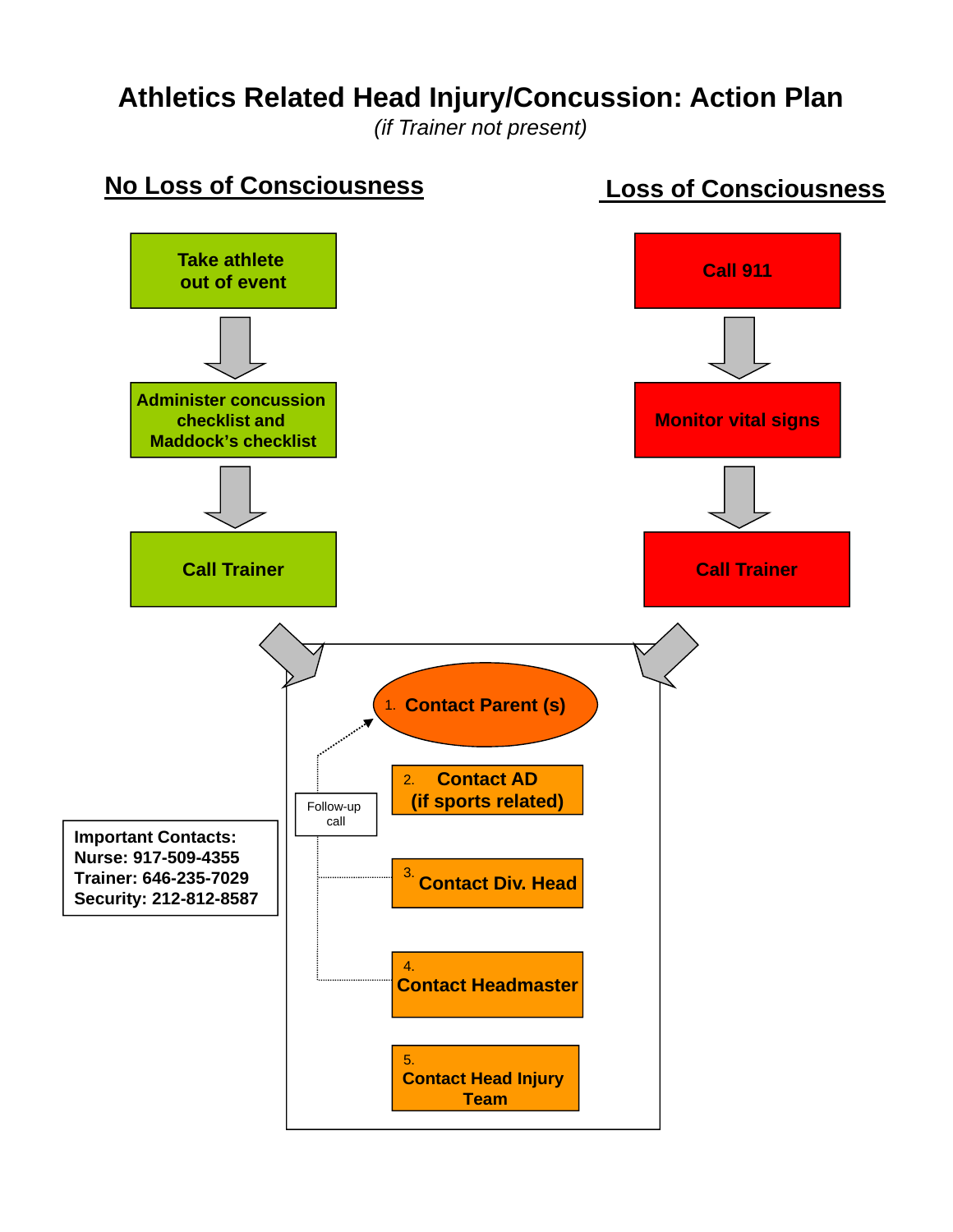# Athletics Related Head Injury/Concussion: Action Plan

*(if Trainer not present)*

## No Loss of Consciousness

1. Take athlete out of event
2. Administer concussion checklist and Maddock's checklist
3. Call Trainer

## Loss of Consciousness

1. Call 911
2. Monitor vital signs
3. Call Trainer

---

1. Contact Parent (s)
2. Contact AD (if sports related)
3. Contact Div. Head
4. Contact Headmaster
5. Contact Head Injury Team

Follow-up call

**Important Contacts:**
**Nurse: 917-509-4355**
**Trainer: 646-235-7029**
**Security: 212-812-8587**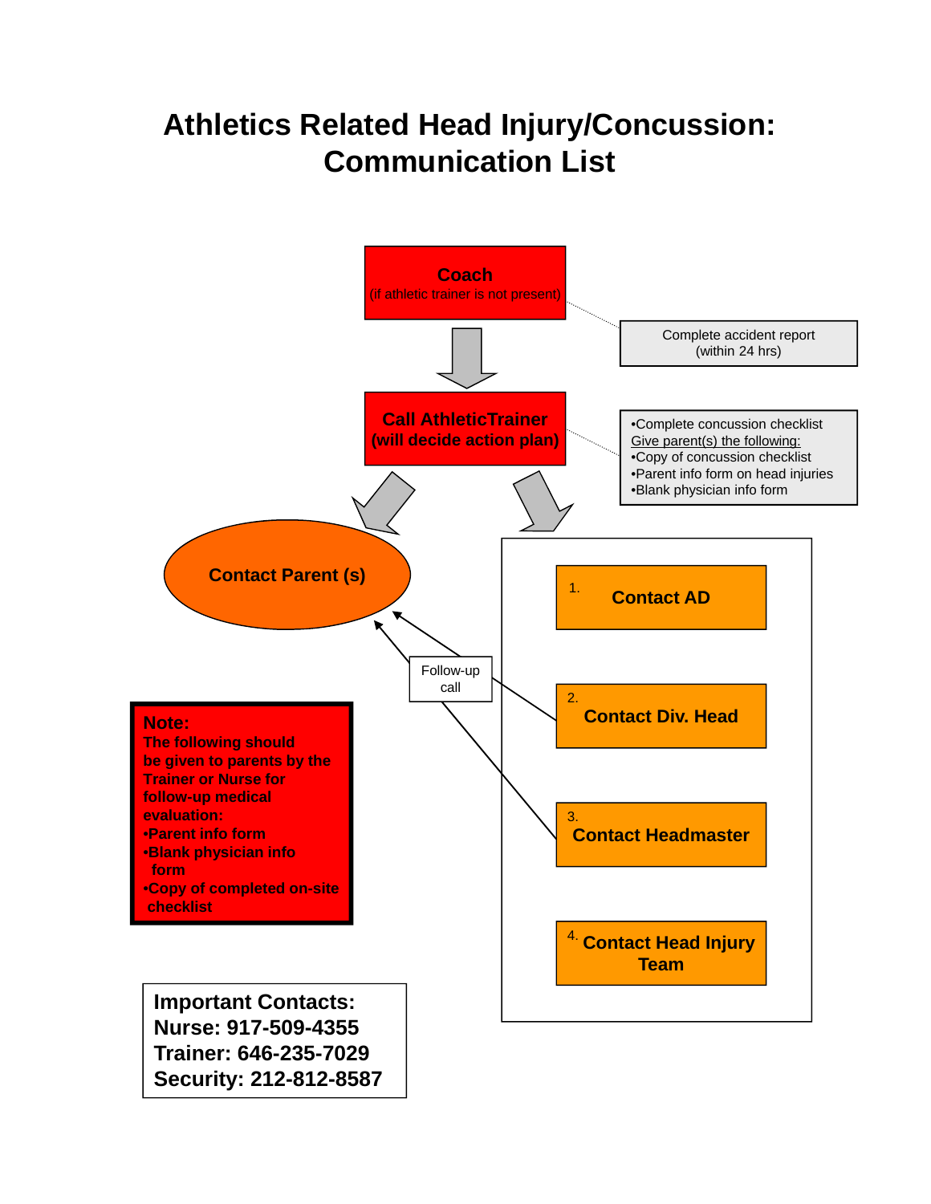# Athletics Related Head Injury/Concussion: Communication List

**Coach**
(if athletic trainer is not present)

Complete accident report
(within 24 hrs)

**Call AthleticTrainer**
**(will decide action plan)**

•Complete concussion checklist
Give parent(s) the following:
•Copy of concussion checklist
•Parent info form on head injuries
•Blank physician info form

**Contact Parent (s)**

Follow-up call

1. **Contact AD**

2. **Contact Div. Head**

3. **Contact Headmaster**

4. **Contact Head Injury Team**

**Note:**
**The following should be given to parents by the Trainer or Nurse for follow-up medical evaluation:**
- **Parent info form**
- **Blank physician info form**
- **Copy of completed on-site checklist**

**Important Contacts:**
**Nurse: 917-509-4355**
**Trainer: 646-235-7029**
**Security: 212-812-8587**